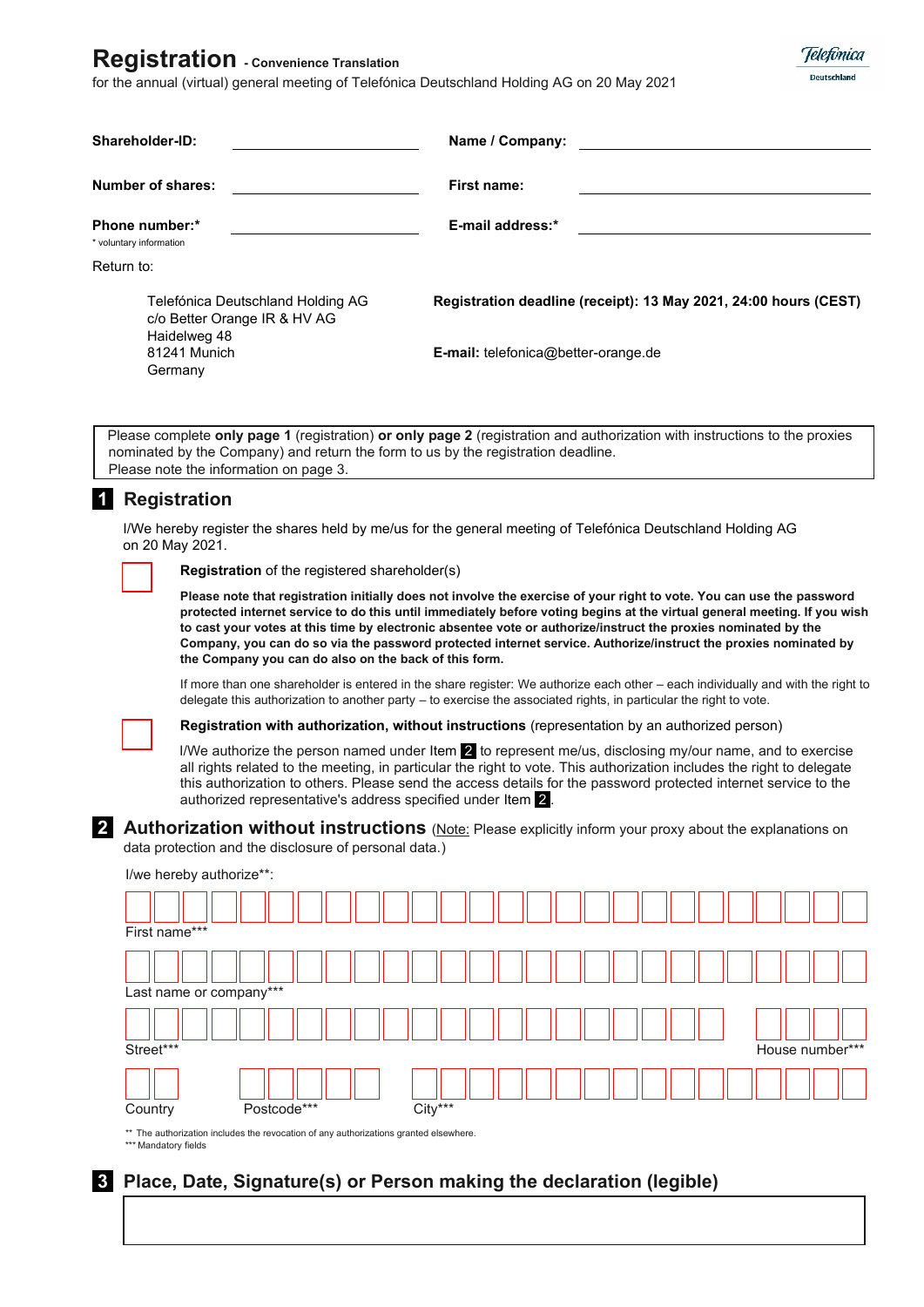# Registration - Convenience Translation

for the annual (virtual) general meeting of Telefónica Deutschland Holding AG on 20 May 2021

Telefónica Deutschland

**Shareholder-ID:** ____________________ **Name / Company:** ____________________

**Number of shares:** ____________________ **First name:** ____________________

**Phone number:*** ____________________ **E-mail address:*** ____________________

\* voluntary information

Return to:

Telefónica Deutschland Holding AG
c/o Better Orange IR & HV AG
Haidelweg 48
81241 Munich
Germany

**Registration deadline (receipt): 13 May 2021, 24:00 hours (CEST)**

**E-mail:** telefonica@better-orange.de

Please complete **only page 1** (registration) **or only page 2** (registration and authorization with instructions to the proxies nominated by the Company) and return the form to us by the registration deadline.
Please note the information on page 3.

## 1 Registration

I/We hereby register the shares held by me/us for the general meeting of Telefónica Deutschland Holding AG on 20 May 2021.

☐ **Registration** of the registered shareholder(s)

**Please note that registration initially does not involve the exercise of your right to vote. You can use the password protected internet service to do this until immediately before voting begins at the virtual general meeting. If you wish to cast your votes at this time by electronic absentee vote or authorize/instruct the proxies nominated by the Company, you can do so via the password protected internet service. Authorize/instruct the proxies nominated by the Company you can do also on the back of this form.**

If more than one shareholder is entered in the share register: We authorize each other – each individually and with the right to delegate this authorization to another party – to exercise the associated rights, in particular the right to vote.

☐ **Registration with authorization, without instructions** (representation by an authorized person)

I/We authorize the person named under Item 2 to represent me/us, disclosing my/our name, and to exercise all rights related to the meeting, in particular the right to vote. This authorization includes the right to delegate this authorization to others. Please send the access details for the password protected internet service to the authorized representative's address specified under Item 2.

## 2 Authorization without instructions

(Note: Please explicitly inform your proxy about the explanations on data protection and the disclosure of personal data.)

I/we hereby authorize**:

First name***

Last name or company***

Street*** House number***

Country Postcode*** City***

\** The authorization includes the revocation of any authorizations granted elsewhere.
\*** Mandatory fields

## 3 Place, Date, Signature(s) or Person making the declaration (legible)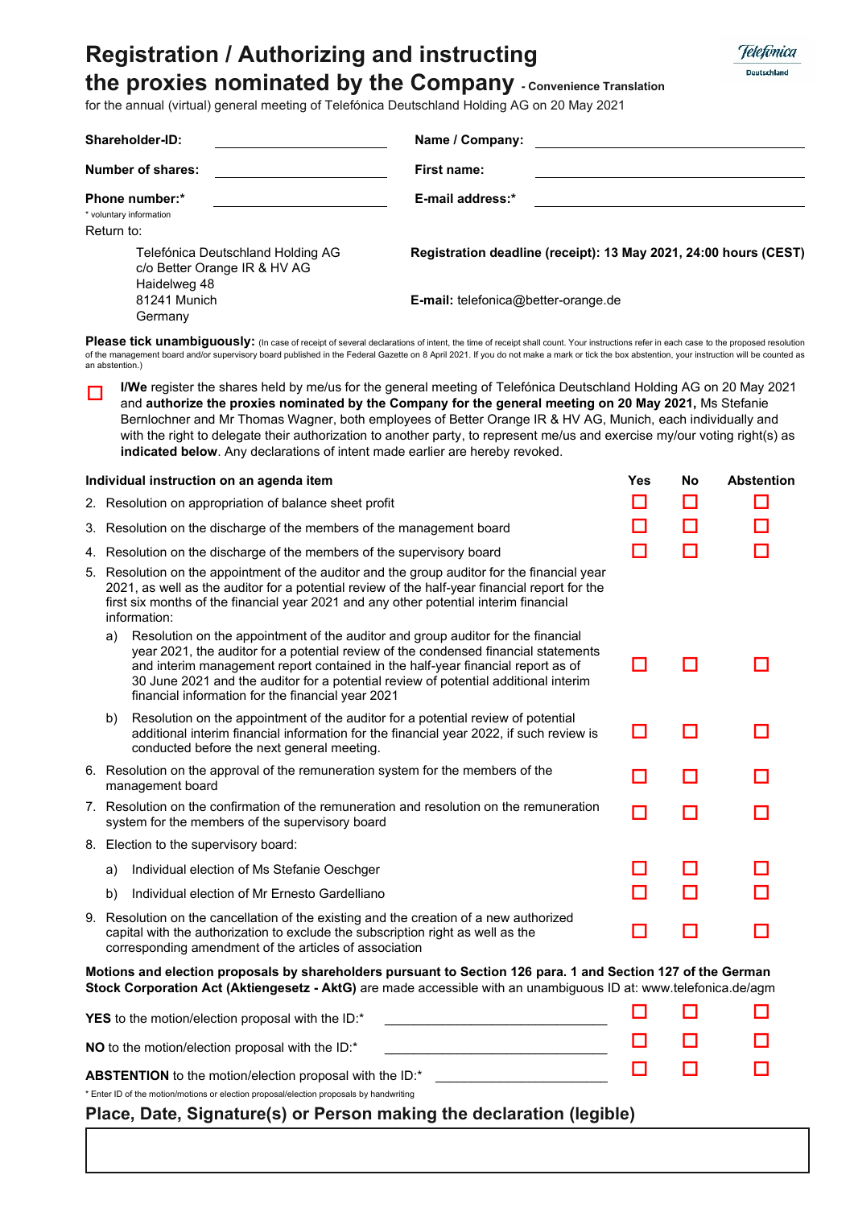# Registration / Authorizing and instructing the proxies nominated by the Company - Convenience Translation

for the annual (virtual) general meeting of Telefónica Deutschland Holding AG on 20 May 2021

| | | | |
|---|---|---|---|
| **Shareholder-ID:** | | **Name / Company:** | |
| **Number of shares:** | | **First name:** | |
| **Phone number:*** | | **E-mail address:*** | |

\* voluntary information

Return to:

Telefónica Deutschland Holding AG
c/o Better Orange IR & HV AG
Haidelweg 48
81241 Munich
Germany

**Registration deadline (receipt): 13 May 2021, 24:00 hours (CEST)**

**E-mail:** telefonica@better-orange.de

**Please tick unambiguously:** (In case of receipt of several declarations of intent, the time of receipt shall count. Your instructions refer in each case to the proposed resolution of the management board and/or supervisory board published in the Federal Gazette on 8 April 2021. If you do not make a mark or tick the box abstention, your instruction will be counted as an abstention.)

☐ **I/We** register the shares held by me/us for the general meeting of Telefónica Deutschland Holding AG on 20 May 2021 and **authorize the proxies nominated by the Company for the general meeting on 20 May 2021,** Ms Stefanie Bernlochner and Mr Thomas Wagner, both employees of Better Orange IR & HV AG, Munich, each individually and with the right to delegate their authorization to another party, to represent me/us and exercise my/our voting right(s) as **indicated below**. Any declarations of intent made earlier are hereby revoked.

| **Individual instruction on an agenda item** | **Yes** | **No** | **Abstention** |
|---|---|---|---|
| 2. Resolution on appropriation of balance sheet profit | ☐ | ☐ | ☐ |
| 3. Resolution on the discharge of the members of the management board | ☐ | ☐ | ☐ |
| 4. Resolution on the discharge of the members of the supervisory board | ☐ | ☐ | ☐ |
| 5. Resolution on the appointment of the auditor and the group auditor for the financial year 2021, as well as the auditor for a potential review of the half-year financial report for the first six months of the financial year 2021 and any other potential interim financial information: | | | |
| a) Resolution on the appointment of the auditor and group auditor for the financial year 2021, the auditor for a potential review of the condensed financial statements and interim management report contained in the half-year financial report as of 30 June 2021 and the auditor for a potential review of potential additional interim financial information for the financial year 2021 | ☐ | ☐ | ☐ |
| b) Resolution on the appointment of the auditor for a potential review of potential additional interim financial information for the financial year 2022, if such review is conducted before the next general meeting. | ☐ | ☐ | ☐ |
| 6. Resolution on the approval of the remuneration system for the members of the management board | ☐ | ☐ | ☐ |
| 7. Resolution on the confirmation of the remuneration and resolution on the remuneration system for the members of the supervisory board | ☐ | ☐ | ☐ |
| 8. Election to the supervisory board: | | | |
| a) Individual election of Ms Stefanie Oeschger | ☐ | ☐ | ☐ |
| b) Individual election of Mr Ernesto Gardelliano | ☐ | ☐ | ☐ |
| 9. Resolution on the cancellation of the existing and the creation of a new authorized capital with the authorization to exclude the subscription right as well as the corresponding amendment of the articles of association | ☐ | ☐ | ☐ |

**Motions and election proposals by shareholders pursuant to Section 126 para. 1 and Section 127 of the German Stock Corporation Act (Aktiengesetz - AktG)** are made accessible with an unambiguous ID at: www.telefonica.de/agm

| | | | |
|---|---|---|---|
| **YES** to the motion/election proposal with the ID:* ______________________ | ☐ | ☐ | ☐ |
| **NO** to the motion/election proposal with the ID:* ______________________ | ☐ | ☐ | ☐ |
| **ABSTENTION** to the motion/election proposal with the ID:* ______________________ | ☐ | ☐ | ☐ |

\* Enter ID of the motion/motions or election proposal/election proposals by handwriting

## Place, Date, Signature(s) or Person making the declaration (legible)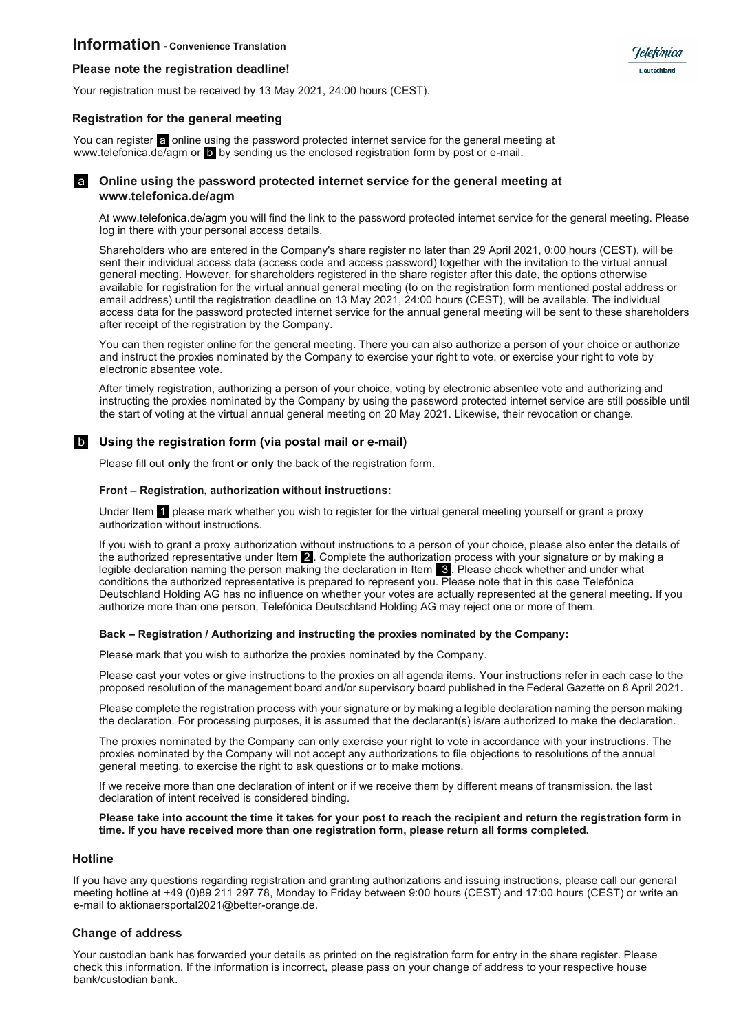# Information - Convenience Translation

### Please note the registration deadline!

Your registration must be received by 13 May 2021, 24:00 hours (CEST).

### Registration for the general meeting

You can register a online using the password protected internet service for the general meeting at www.telefonica.de/agm or b by sending us the enclosed registration form by post or e-mail.

#### a Online using the password protected internet service for the general meeting at www.telefonica.de/agm

At www.telefonica.de/agm you will find the link to the password protected internet service for the general meeting. Please log in there with your personal access details.

Shareholders who are entered in the Company's share register no later than 29 April 2021, 0:00 hours (CEST), will be sent their individual access data (access code and access password) together with the invitation to the virtual annual general meeting. However, for shareholders registered in the share register after this date, the options otherwise available for registration for the virtual annual general meeting (to on the registration form mentioned postal address or email address) until the registration deadline on 13 May 2021, 24:00 hours (CEST), will be available. The individual access data for the password protected internet service for the annual general meeting will be sent to these shareholders after receipt of the registration by the Company.

You can then register online for the general meeting. There you can also authorize a person of your choice or authorize and instruct the proxies nominated by the Company to exercise your right to vote, or exercise your right to vote by electronic absentee vote.

After timely registration, authorizing a person of your choice, voting by electronic absentee vote and authorizing and instructing the proxies nominated by the Company by using the password protected internet service are still possible until the start of voting at the virtual annual general meeting on 20 May 2021. Likewise, their revocation or change.

#### b Using the registration form (via postal mail or e-mail)

Please fill out **only** the front **or only** the back of the registration form.

**Front – Registration, authorization without instructions:**

Under Item 1 please mark whether you wish to register for the virtual general meeting yourself or grant a proxy authorization without instructions.

If you wish to grant a proxy authorization without instructions to a person of your choice, please also enter the details of the authorized representative under Item 2. Complete the authorization process with your signature or by making a legible declaration naming the person making the declaration in Item 3. Please check whether and under what conditions the authorized representative is prepared to represent you. Please note that in this case Telefónica Deutschland Holding AG has no influence on whether your votes are actually represented at the general meeting. If you authorize more than one person, Telefónica Deutschland Holding AG may reject one or more of them.

**Back – Registration / Authorizing and instructing the proxies nominated by the Company:**

Please mark that you wish to authorize the proxies nominated by the Company.

Please cast your votes or give instructions to the proxies on all agenda items. Your instructions refer in each case to the proposed resolution of the management board and/or supervisory board published in the Federal Gazette on 8 April 2021.

Please complete the registration process with your signature or by making a legible declaration naming the person making the declaration. For processing purposes, it is assumed that the declarant(s) is/are authorized to make the declaration.

The proxies nominated by the Company can only exercise your right to vote in accordance with your instructions. The proxies nominated by the Company will not accept any authorizations to file objections to resolutions of the annual general meeting, to exercise the right to ask questions or to make motions.

If we receive more than one declaration of intent or if we receive them by different means of transmission, the last declaration of intent received is considered binding.

**Please take into account the time it takes for your post to reach the recipient and return the registration form in time. If you have received more than one registration form, please return all forms completed.**

### Hotline

If you have any questions regarding registration and granting authorizations and issuing instructions, please call our general meeting hotline at +49 (0)89 211 297 78, Monday to Friday between 9:00 hours (CEST) and 17:00 hours (CEST) or write an e-mail to aktionaersportal2021@better-orange.de.

### Change of address

Your custodian bank has forwarded your details as printed on the registration form for entry in the share register. Please check this information. If the information is incorrect, please pass on your change of address to your respective house bank/custodian bank.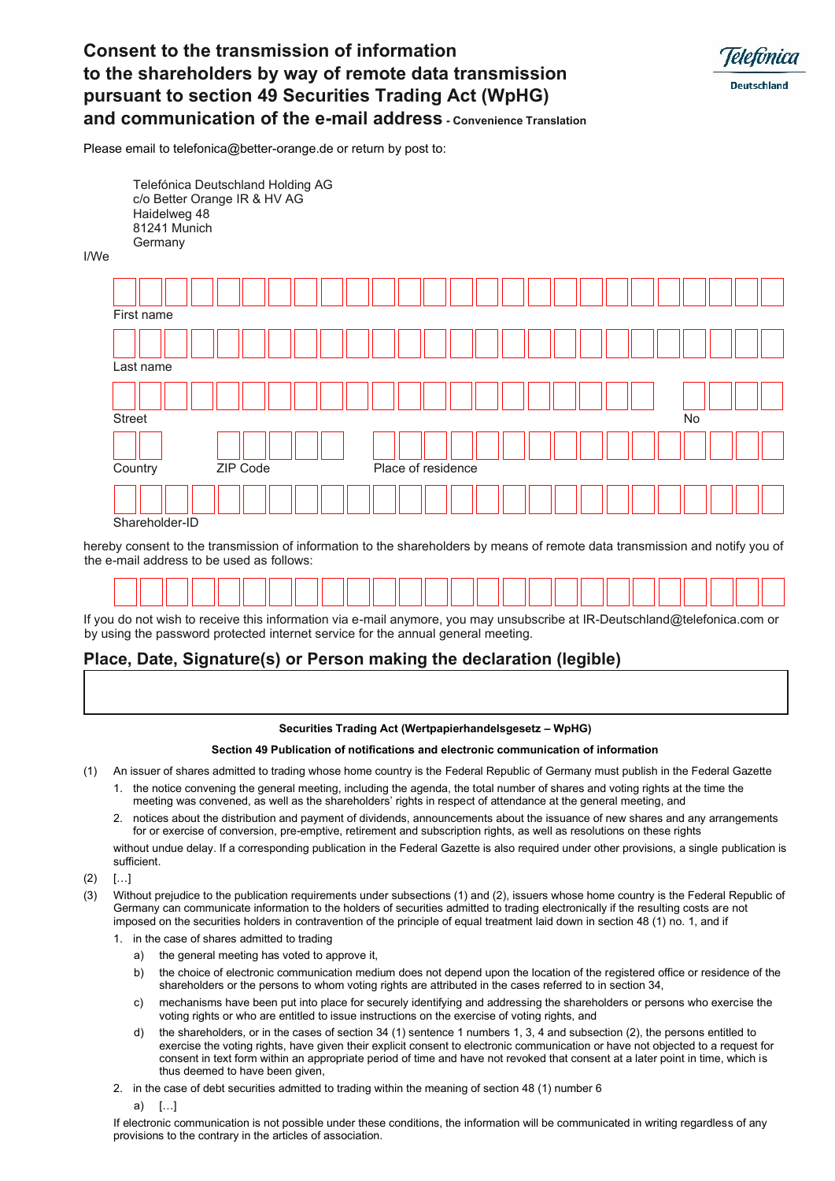# Consent to the transmission of information to the shareholders by way of remote data transmission pursuant to section 49 Securities Trading Act (WpHG) and communication of the e-mail address - Convenience Translation

Please email to telefonica@better-orange.de or return by post to:

Telefónica Deutschland Holding AG
c/o Better Orange IR & HV AG
Haidelweg 48
81241 Munich
Germany

I/We

First name

Last name

Street | No

Country | ZIP Code | Place of residence

Shareholder-ID

hereby consent to the transmission of information to the shareholders by means of remote data transmission and notify you of the e-mail address to be used as follows:

If you do not wish to receive this information via e-mail anymore, you may unsubscribe at IR-Deutschland@telefonica.com or by using the password protected internet service for the annual general meeting.

## Place, Date, Signature(s) or Person making the declaration (legible)

**Securities Trading Act (Wertpapierhandelsgesetz – WpHG)**

**Section 49 Publication of notifications and electronic communication of information**

(1) An issuer of shares admitted to trading whose home country is the Federal Republic of Germany must publish in the Federal Gazette

1. the notice convening the general meeting, including the agenda, the total number of shares and voting rights at the time the meeting was convened, as well as the shareholders' rights in respect of attendance at the general meeting, and
2. notices about the distribution and payment of dividends, announcements about the issuance of new shares and any arrangements for or exercise of conversion, pre-emptive, retirement and subscription rights, as well as resolutions on these rights

without undue delay. If a corresponding publication in the Federal Gazette is also required under other provisions, a single publication is sufficient.

(2) […]

(3) Without prejudice to the publication requirements under subsections (1) and (2), issuers whose home country is the Federal Republic of Germany can communicate information to the holders of securities admitted to trading electronically if the resulting costs are not imposed on the securities holders in contravention of the principle of equal treatment laid down in section 48 (1) no. 1, and if

1. in the case of shares admitted to trading
   a) the general meeting has voted to approve it,
   b) the choice of electronic communication medium does not depend upon the location of the registered office or residence of the shareholders or the persons to whom voting rights are attributed in the cases referred to in section 34,
   c) mechanisms have been put into place for securely identifying and addressing the shareholders or persons who exercise the voting rights or who are entitled to issue instructions on the exercise of voting rights, and
   d) the shareholders, or in the cases of section 34 (1) sentence 1 numbers 1, 3, 4 and subsection (2), the persons entitled to exercise the voting rights, have given their explicit consent to electronic communication or have not objected to a request for consent in text form within an appropriate period of time and have not revoked that consent at a later point in time, which is thus deemed to have been given,
2. in the case of debt securities admitted to trading within the meaning of section 48 (1) number 6
   a) […]

If electronic communication is not possible under these conditions, the information will be communicated in writing regardless of any provisions to the contrary in the articles of association.